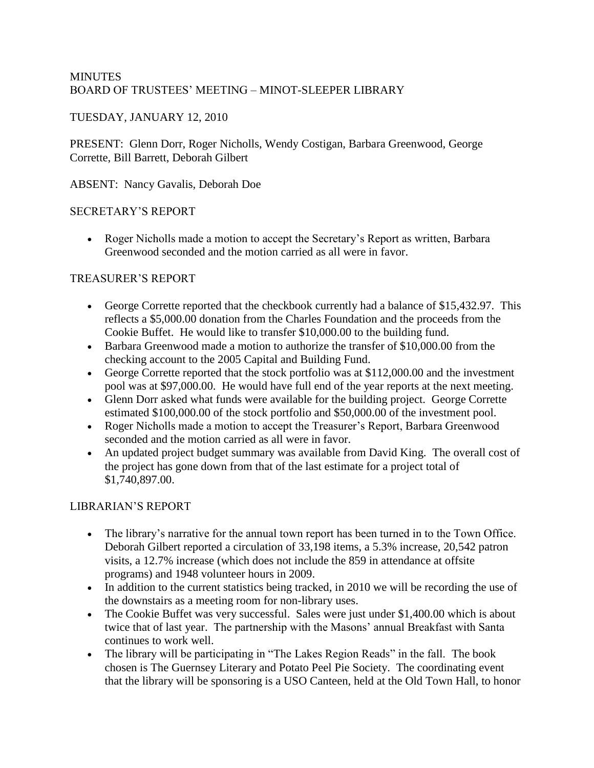MINUTES
BOARD OF TRUSTEES' MEETING – MINOT-SLEEPER LIBRARY

TUESDAY, JANUARY 12, 2010

PRESENT: Glenn Dorr, Roger Nicholls, Wendy Costigan, Barbara Greenwood, George Corrette, Bill Barrett, Deborah Gilbert

ABSENT: Nancy Gavalis, Deborah Doe

SECRETARY'S REPORT

- Roger Nicholls made a motion to accept the Secretary's Report as written, Barbara Greenwood seconded and the motion carried as all were in favor.

TREASURER'S REPORT

- George Corrette reported that the checkbook currently had a balance of $15,432.97. This reflects a $5,000.00 donation from the Charles Foundation and the proceeds from the Cookie Buffet. He would like to transfer $10,000.00 to the building fund.
- Barbara Greenwood made a motion to authorize the transfer of $10,000.00 from the checking account to the 2005 Capital and Building Fund.
- George Corrette reported that the stock portfolio was at $112,000.00 and the investment pool was at $97,000.00. He would have full end of the year reports at the next meeting.
- Glenn Dorr asked what funds were available for the building project. George Corrette estimated $100,000.00 of the stock portfolio and $50,000.00 of the investment pool.
- Roger Nicholls made a motion to accept the Treasurer's Report, Barbara Greenwood seconded and the motion carried as all were in favor.
- An updated project budget summary was available from David King. The overall cost of the project has gone down from that of the last estimate for a project total of $1,740,897.00.

LIBRARIAN'S REPORT

- The library's narrative for the annual town report has been turned in to the Town Office. Deborah Gilbert reported a circulation of 33,198 items, a 5.3% increase, 20,542 patron visits, a 12.7% increase (which does not include the 859 in attendance at offsite programs) and 1948 volunteer hours in 2009.
- In addition to the current statistics being tracked, in 2010 we will be recording the use of the downstairs as a meeting room for non-library uses.
- The Cookie Buffet was very successful. Sales were just under $1,400.00 which is about twice that of last year. The partnership with the Masons' annual Breakfast with Santa continues to work well.
- The library will be participating in "The Lakes Region Reads" in the fall. The book chosen is The Guernsey Literary and Potato Peel Pie Society. The coordinating event that the library will be sponsoring is a USO Canteen, held at the Old Town Hall, to honor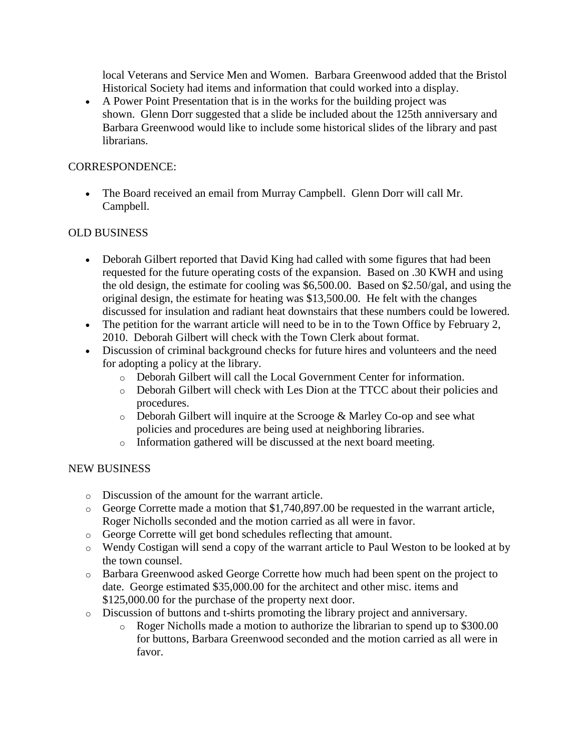local Veterans and Service Men and Women. Barbara Greenwood added that the Bristol Historical Society had items and information that could worked into a display.

- A Power Point Presentation that is in the works for the building project was shown. Glenn Dorr suggested that a slide be included about the 125th anniversary and Barbara Greenwood would like to include some historical slides of the library and past librarians.

CORRESPONDENCE:

- The Board received an email from Murray Campbell. Glenn Dorr will call Mr. Campbell.

OLD BUSINESS

- Deborah Gilbert reported that David King had called with some figures that had been requested for the future operating costs of the expansion. Based on .30 KWH and using the old design, the estimate for cooling was $6,500.00. Based on $2.50/gal, and using the original design, the estimate for heating was $13,500.00. He felt with the changes discussed for insulation and radiant heat downstairs that these numbers could be lowered.
- The petition for the warrant article will need to be in to the Town Office by February 2, 2010. Deborah Gilbert will check with the Town Clerk about format.
- Discussion of criminal background checks for future hires and volunteers and the need for adopting a policy at the library.
  - Deborah Gilbert will call the Local Government Center for information.
  - Deborah Gilbert will check with Les Dion at the TTCC about their policies and procedures.
  - Deborah Gilbert will inquire at the Scrooge & Marley Co-op and see what policies and procedures are being used at neighboring libraries.
  - Information gathered will be discussed at the next board meeting.

NEW BUSINESS

- Discussion of the amount for the warrant article.
- George Corrette made a motion that $1,740,897.00 be requested in the warrant article, Roger Nicholls seconded and the motion carried as all were in favor.
- George Corrette will get bond schedules reflecting that amount.
- Wendy Costigan will send a copy of the warrant article to Paul Weston to be looked at by the town counsel.
- Barbara Greenwood asked George Corrette how much had been spent on the project to date. George estimated $35,000.00 for the architect and other misc. items and $125,000.00 for the purchase of the property next door.
- Discussion of buttons and t-shirts promoting the library project and anniversary.
  - Roger Nicholls made a motion to authorize the librarian to spend up to $300.00 for buttons, Barbara Greenwood seconded and the motion carried as all were in favor.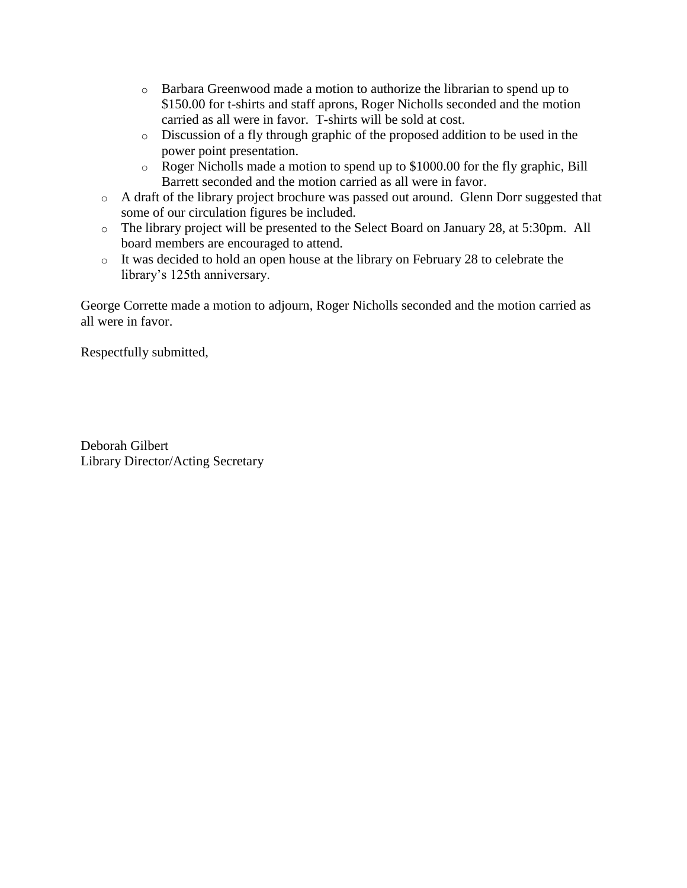- Barbara Greenwood made a motion to authorize the librarian to spend up to $150.00 for t-shirts and staff aprons, Roger Nicholls seconded and the motion carried as all were in favor. T-shirts will be sold at cost.
    - Discussion of a fly through graphic of the proposed addition to be used in the power point presentation.
    - Roger Nicholls made a motion to spend up to $1000.00 for the fly graphic, Bill Barrett seconded and the motion carried as all were in favor.
  - A draft of the library project brochure was passed out around. Glenn Dorr suggested that some of our circulation figures be included.
  - The library project will be presented to the Select Board on January 28, at 5:30pm. All board members are encouraged to attend.
  - It was decided to hold an open house at the library on February 28 to celebrate the library's 125th anniversary.

George Corrette made a motion to adjourn, Roger Nicholls seconded and the motion carried as all were in favor.

Respectfully submitted,

Deborah Gilbert
Library Director/Acting Secretary